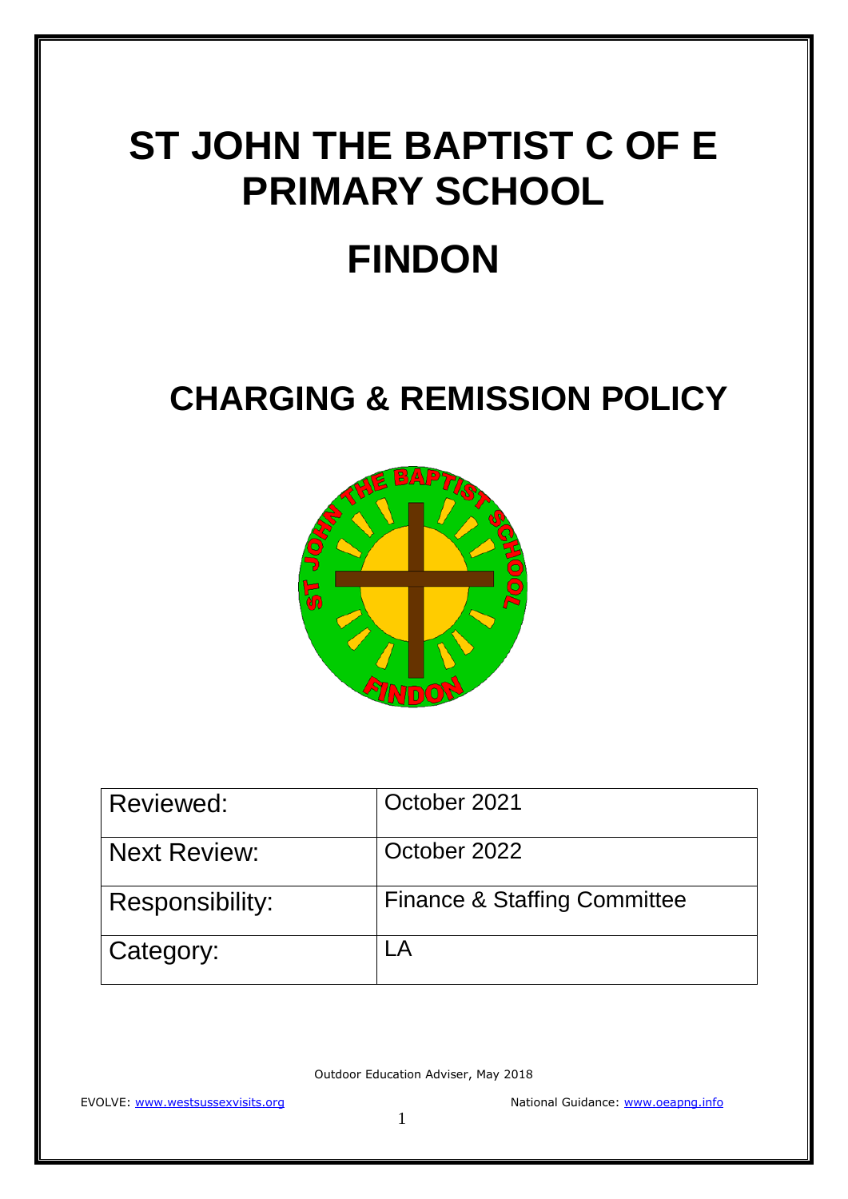# ST JOHN THE BAPTIST C OF E PRIMARY SCHOOL

# FINDON

## CHARGING & REMISSION POLICY

| Reviewed: | October 2021 |
|---|---|
| Next Review: | October 2022 |
| Responsibility: | Finance & Staffing Committee |
| Category: | LA |

Outdoor Education Adviser, May 2018

EVOLVE: www.westsussexvisits.org National Guidance: www.oeapng.info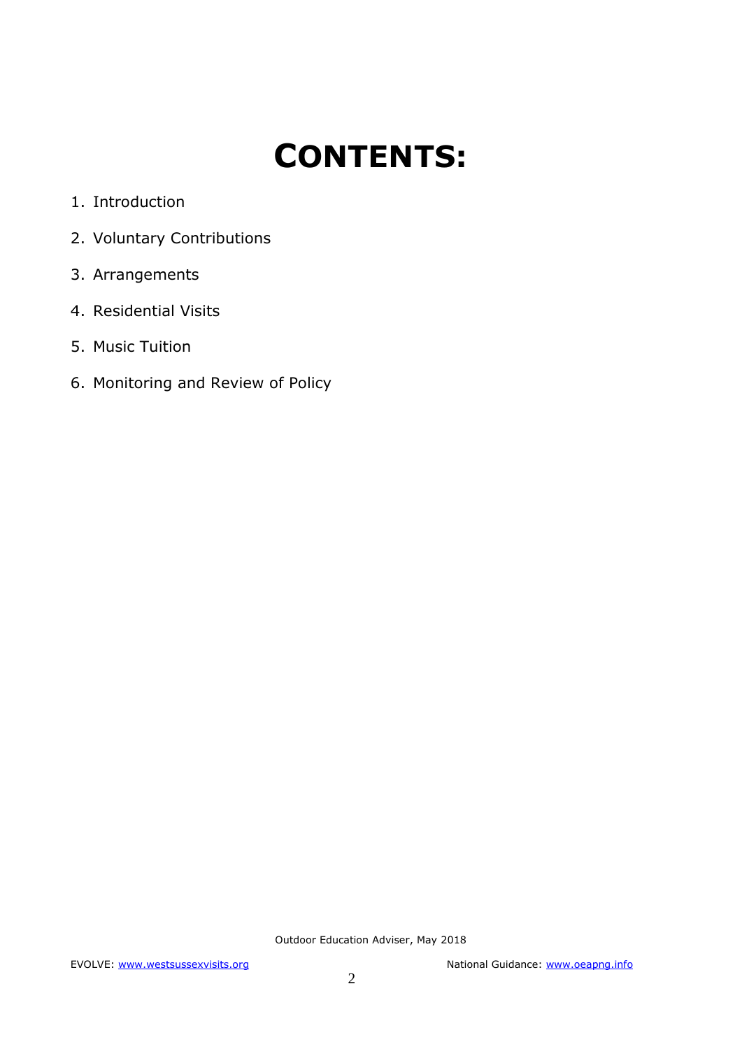# CONTENTS:

1. Introduction
2. Voluntary Contributions
3. Arrangements
4. Residential Visits
5. Music Tuition
6. Monitoring and Review of Policy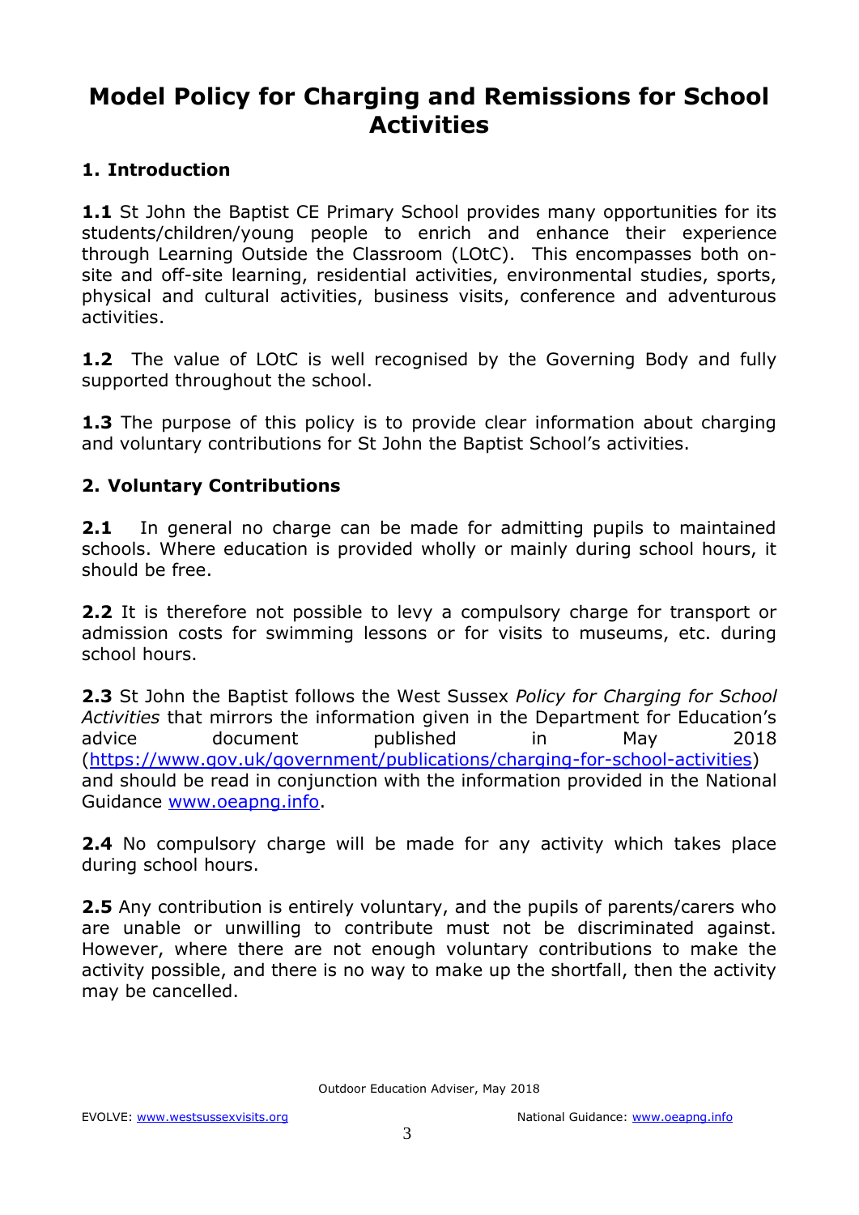# Model Policy for Charging and Remissions for School Activities

## 1. Introduction

**1.1** St John the Baptist CE Primary School provides many opportunities for its students/children/young people to enrich and enhance their experience through Learning Outside the Classroom (LOtC). This encompasses both on-site and off-site learning, residential activities, environmental studies, sports, physical and cultural activities, business visits, conference and adventurous activities.

**1.2** The value of LOtC is well recognised by the Governing Body and fully supported throughout the school.

**1.3** The purpose of this policy is to provide clear information about charging and voluntary contributions for St John the Baptist School's activities.

## 2. Voluntary Contributions

**2.1** In general no charge can be made for admitting pupils to maintained schools. Where education is provided wholly or mainly during school hours, it should be free.

**2.2** It is therefore not possible to levy a compulsory charge for transport or admission costs for swimming lessons or for visits to museums, etc. during school hours.

**2.3** St John the Baptist follows the West Sussex *Policy for Charging for School Activities* that mirrors the information given in the Department for Education's advice document published in May 2018 ([https://www.gov.uk/government/publications/charging-for-school-activities](https://www.gov.uk/government/publications/charging-for-school-activities)) and should be read in conjunction with the information provided in the National Guidance [www.oeapng.info](http://www.oeapng.info).

**2.4** No compulsory charge will be made for any activity which takes place during school hours.

**2.5** Any contribution is entirely voluntary, and the pupils of parents/carers who are unable or unwilling to contribute must not be discriminated against. However, where there are not enough voluntary contributions to make the activity possible, and there is no way to make up the shortfall, then the activity may be cancelled.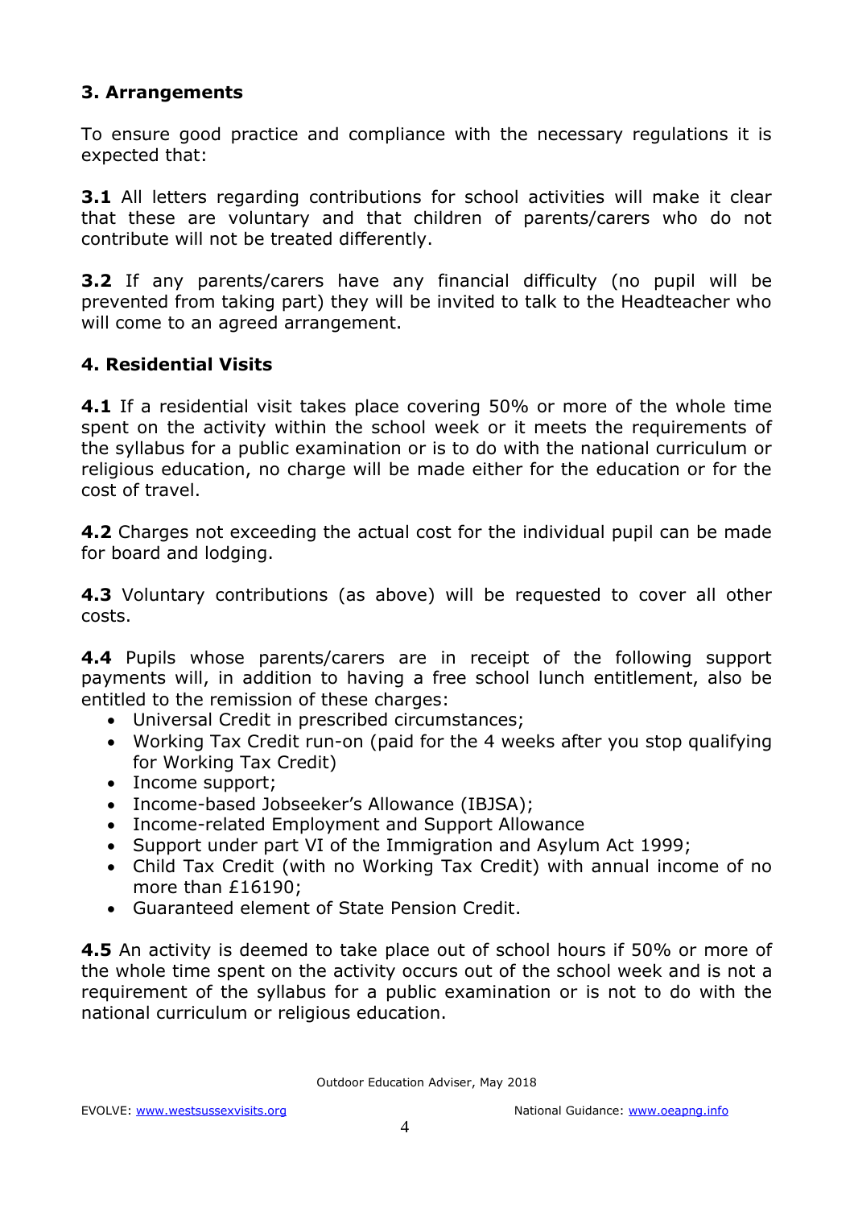## 3. Arrangements

To ensure good practice and compliance with the necessary regulations it is expected that:

**3.1** All letters regarding contributions for school activities will make it clear that these are voluntary and that children of parents/carers who do not contribute will not be treated differently.

**3.2** If any parents/carers have any financial difficulty (no pupil will be prevented from taking part) they will be invited to talk to the Headteacher who will come to an agreed arrangement.

## 4. Residential Visits

**4.1** If a residential visit takes place covering 50% or more of the whole time spent on the activity within the school week or it meets the requirements of the syllabus for a public examination or is to do with the national curriculum or religious education, no charge will be made either for the education or for the cost of travel.

**4.2** Charges not exceeding the actual cost for the individual pupil can be made for board and lodging.

**4.3** Voluntary contributions (as above) will be requested to cover all other costs.

**4.4** Pupils whose parents/carers are in receipt of the following support payments will, in addition to having a free school lunch entitlement, also be entitled to the remission of these charges:

- Universal Credit in prescribed circumstances;
- Working Tax Credit run-on (paid for the 4 weeks after you stop qualifying for Working Tax Credit)
- Income support;
- Income-based Jobseeker's Allowance (IBJSA);
- Income-related Employment and Support Allowance
- Support under part VI of the Immigration and Asylum Act 1999;
- Child Tax Credit (with no Working Tax Credit) with annual income of no more than £16190;
- Guaranteed element of State Pension Credit.

**4.5** An activity is deemed to take place out of school hours if 50% or more of the whole time spent on the activity occurs out of the school week and is not a requirement of the syllabus for a public examination or is not to do with the national curriculum or religious education.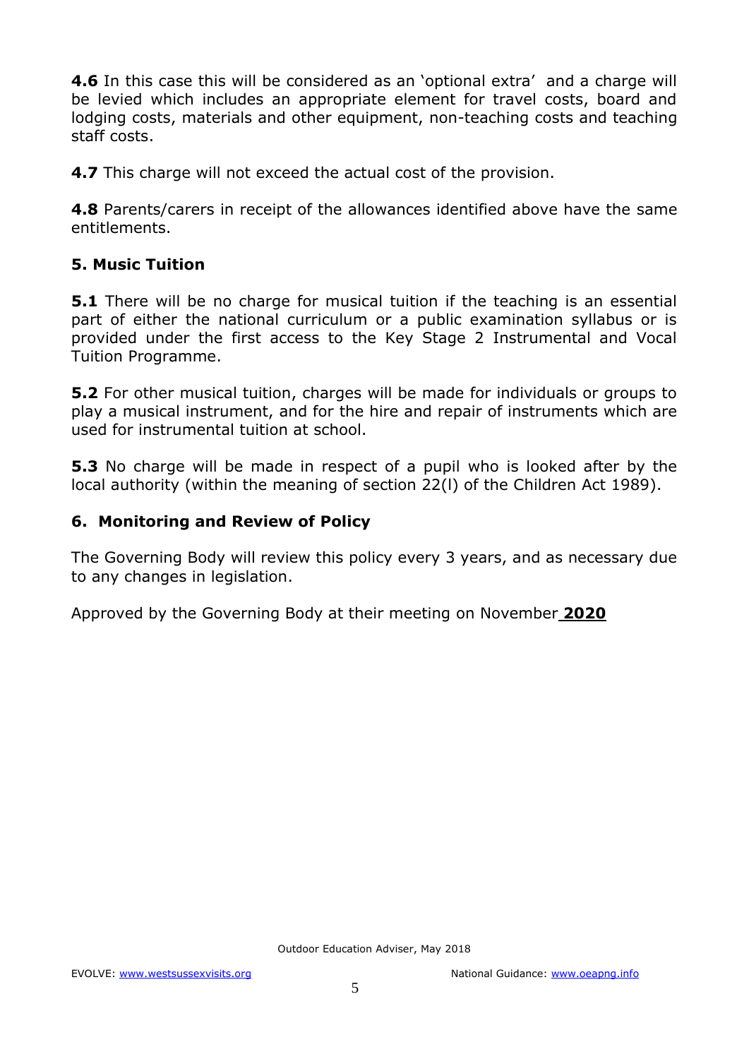**4.6** In this case this will be considered as an 'optional extra' and a charge will be levied which includes an appropriate element for travel costs, board and lodging costs, materials and other equipment, non-teaching costs and teaching staff costs.

**4.7** This charge will not exceed the actual cost of the provision.

**4.8** Parents/carers in receipt of the allowances identified above have the same entitlements.

## 5. Music Tuition

**5.1** There will be no charge for musical tuition if the teaching is an essential part of either the national curriculum or a public examination syllabus or is provided under the first access to the Key Stage 2 Instrumental and Vocal Tuition Programme.

**5.2** For other musical tuition, charges will be made for individuals or groups to play a musical instrument, and for the hire and repair of instruments which are used for instrumental tuition at school.

**5.3** No charge will be made in respect of a pupil who is looked after by the local authority (within the meaning of section 22(l) of the Children Act 1989).

## 6. Monitoring and Review of Policy

The Governing Body will review this policy every 3 years, and as necessary due to any changes in legislation.

Approved by the Governing Body at their meeting on November **2020**